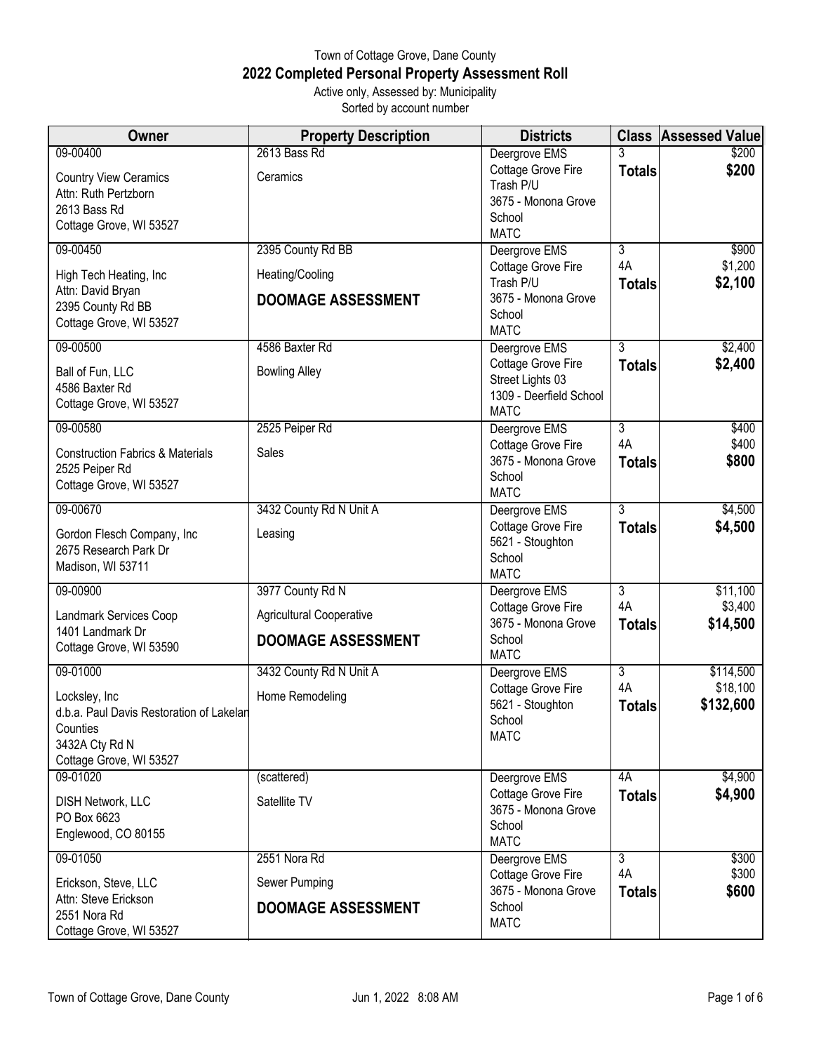Town of Cottage Grove, Dane County

# 2022 Completed Personal Property Assessment Roll

Active only, Assessed by: Municipality

Sorted by account number

| Owner | Property Description | Districts | Class | Assessed Value |
|---|---|---|---|---|
| 09-00400<br>Country View Ceramics<br>Attn: Ruth Pertzborn<br>2613 Bass Rd<br>Cottage Grove, WI 53527 | 2613 Bass Rd<br>Ceramics | Deergrove EMS<br>Cottage Grove Fire<br>Trash P/U<br>3675 - Monona Grove School<br>MATC | 3<br>**Totals** | $200<br>**$200** |
| 09-00450<br>High Tech Heating, Inc<br>Attn: David Bryan<br>2395 County Rd BB<br>Cottage Grove, WI 53527 | 2395 County Rd BB<br>Heating/Cooling<br>**DOOMAGE ASSESSMENT** | Deergrove EMS<br>Cottage Grove Fire<br>Trash P/U<br>3675 - Monona Grove School<br>MATC | 3<br>4A<br>**Totals** | $900<br>$1,200<br>**$2,100** |
| 09-00500<br>Ball of Fun, LLC<br>4586 Baxter Rd<br>Cottage Grove, WI 53527 | 4586 Baxter Rd<br>Bowling Alley | Deergrove EMS<br>Cottage Grove Fire<br>Street Lights 03<br>1309 - Deerfield School<br>MATC | 3<br>**Totals** | $2,400<br>**$2,400** |
| 09-00580<br>Construction Fabrics & Materials<br>2525 Peiper Rd<br>Cottage Grove, WI 53527 | 2525 Peiper Rd<br>Sales | Deergrove EMS<br>Cottage Grove Fire<br>3675 - Monona Grove School<br>MATC | 3<br>4A<br>**Totals** | $400<br>$400<br>**$800** |
| 09-00670<br>Gordon Flesch Company, Inc<br>2675 Research Park Dr<br>Madison, WI 53711 | 3432 County Rd N Unit A<br>Leasing | Deergrove EMS<br>Cottage Grove Fire<br>5621 - Stoughton School<br>MATC | 3<br>**Totals** | $4,500<br>**$4,500** |
| 09-00900<br>Landmark Services Coop<br>1401 Landmark Dr<br>Cottage Grove, WI 53590 | 3977 County Rd N<br>Agricultural Cooperative<br>**DOOMAGE ASSESSMENT** | Deergrove EMS<br>Cottage Grove Fire<br>3675 - Monona Grove School<br>MATC | 3<br>4A<br>**Totals** | $11,100<br>$3,400<br>**$14,500** |
| 09-01000<br>Locksley, Inc<br>d.b.a. Paul Davis Restoration of Lakelan Counties<br>3432A Cty Rd N<br>Cottage Grove, WI 53527 | 3432 County Rd N Unit A<br>Home Remodeling | Deergrove EMS<br>Cottage Grove Fire<br>5621 - Stoughton School<br>MATC | 3<br>4A<br>**Totals** | $114,500<br>$18,100<br>**$132,600** |
| 09-01020<br>DISH Network, LLC<br>PO Box 6623<br>Englewood, CO 80155 | (scattered)<br>Satellite TV | Deergrove EMS<br>Cottage Grove Fire<br>3675 - Monona Grove School<br>MATC | 4A<br>**Totals** | $4,900<br>**$4,900** |
| 09-01050<br>Erickson, Steve, LLC<br>Attn: Steve Erickson<br>2551 Nora Rd<br>Cottage Grove, WI 53527 | 2551 Nora Rd<br>Sewer Pumping<br>**DOOMAGE ASSESSMENT** | Deergrove EMS<br>Cottage Grove Fire<br>3675 - Monona Grove School<br>MATC | 3<br>4A<br>**Totals** | $300<br>$300<br>**$600** |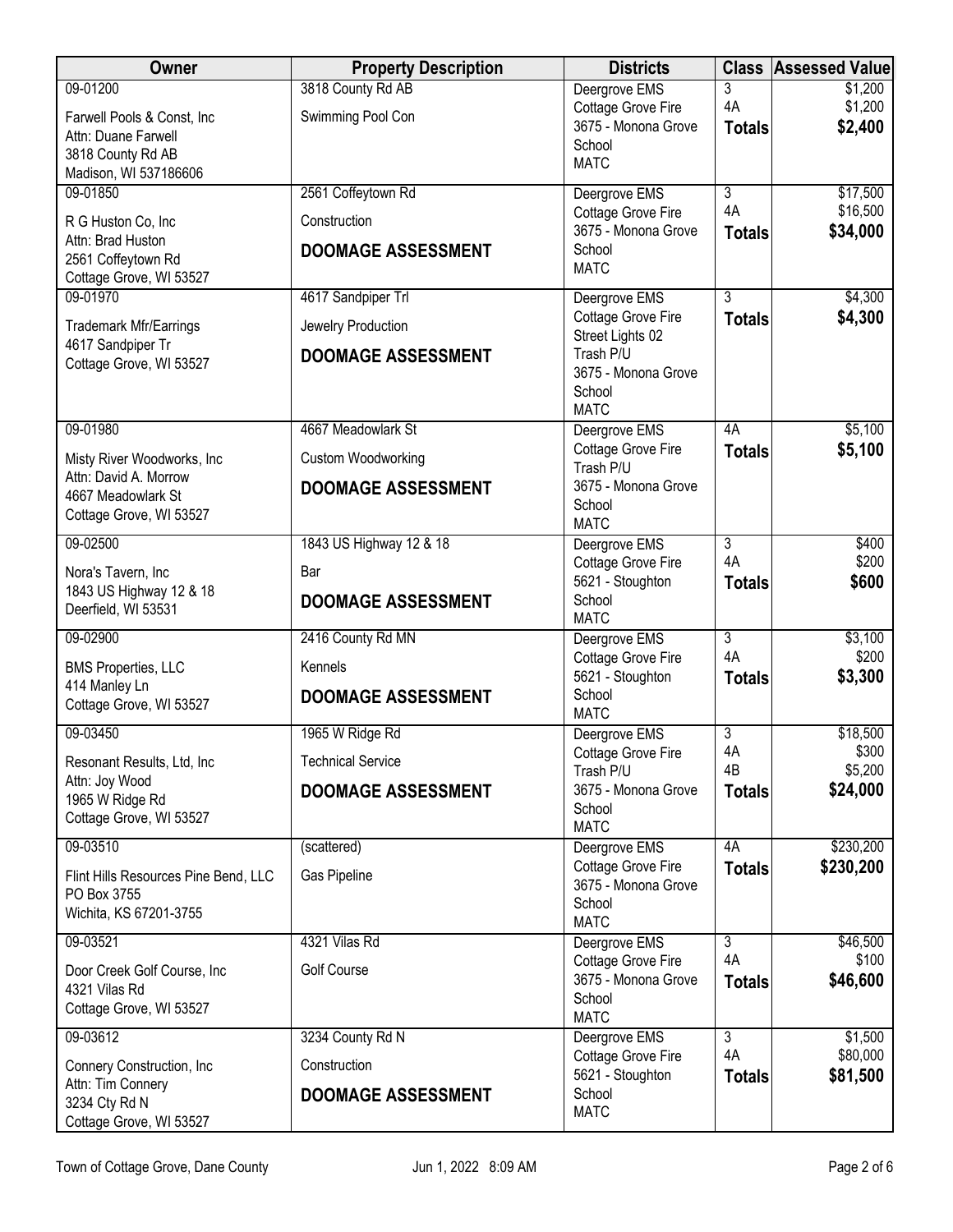| Owner | Property Description | Districts | Class | Assessed Value |
|---|---|---|---|---|
| 09-01200<br>Farwell Pools & Const, Inc<br>Attn: Duane Farwell<br>3818 County Rd AB<br>Madison, WI 537186606 | 3818 County Rd AB<br>Swimming Pool Con | Deergrove EMS<br>Cottage Grove Fire<br>3675 - Monona Grove School<br>MATC | 3<br>4A<br>**Totals** | \$1,200<br>\$1,200<br>**\$2,400** |
| 09-01850<br>R G Huston Co, Inc<br>Attn: Brad Huston<br>2561 Coffeytown Rd<br>Cottage Grove, WI 53527 | 2561 Coffeytown Rd<br>Construction<br>**DOOMAGE ASSESSMENT** | Deergrove EMS<br>Cottage Grove Fire<br>3675 - Monona Grove School<br>MATC | 3<br>4A<br>**Totals** | \$17,500<br>\$16,500<br>**\$34,000** |
| 09-01970<br>Trademark Mfr/Earrings<br>4617 Sandpiper Tr<br>Cottage Grove, WI 53527 | 4617 Sandpiper Trl<br>Jewelry Production<br>**DOOMAGE ASSESSMENT** | Deergrove EMS<br>Cottage Grove Fire<br>Street Lights 02<br>Trash P/U<br>3675 - Monona Grove School<br>MATC | 3<br>**Totals** | \$4,300<br>**\$4,300** |
| 09-01980<br>Misty River Woodworks, Inc<br>Attn: David A. Morrow<br>4667 Meadowlark St<br>Cottage Grove, WI 53527 | 4667 Meadowlark St<br>Custom Woodworking<br>**DOOMAGE ASSESSMENT** | Deergrove EMS<br>Cottage Grove Fire<br>Trash P/U<br>3675 - Monona Grove School<br>MATC | 4A<br>**Totals** | \$5,100<br>**\$5,100** |
| 09-02500<br>Nora's Tavern, Inc<br>1843 US Highway 12 & 18<br>Deerfield, WI 53531 | 1843 US Highway 12 & 18<br>Bar<br>**DOOMAGE ASSESSMENT** | Deergrove EMS<br>Cottage Grove Fire<br>5621 - Stoughton School<br>MATC | 3<br>4A<br>**Totals** | \$400<br>\$200<br>**\$600** |
| 09-02900<br>BMS Properties, LLC<br>414 Manley Ln<br>Cottage Grove, WI 53527 | 2416 County Rd MN<br>Kennels<br>**DOOMAGE ASSESSMENT** | Deergrove EMS<br>Cottage Grove Fire<br>5621 - Stoughton School<br>MATC | 3<br>4A<br>**Totals** | \$3,100<br>\$200<br>**\$3,300** |
| 09-03450<br>Resonant Results, Ltd, Inc<br>Attn: Joy Wood<br>1965 W Ridge Rd<br>Cottage Grove, WI 53527 | 1965 W Ridge Rd<br>Technical Service<br>**DOOMAGE ASSESSMENT** | Deergrove EMS<br>Cottage Grove Fire<br>Trash P/U<br>3675 - Monona Grove School<br>MATC | 3<br>4A<br>4B<br>**Totals** | \$18,500<br>\$300<br>\$5,200<br>**\$24,000** |
| 09-03510<br>Flint Hills Resources Pine Bend, LLC<br>PO Box 3755<br>Wichita, KS 67201-3755 | (scattered)<br>Gas Pipeline | Deergrove EMS<br>Cottage Grove Fire<br>3675 - Monona Grove School<br>MATC | 4A<br>**Totals** | \$230,200<br>**\$230,200** |
| 09-03521<br>Door Creek Golf Course, Inc<br>4321 Vilas Rd<br>Cottage Grove, WI 53527 | 4321 Vilas Rd<br>Golf Course | Deergrove EMS<br>Cottage Grove Fire<br>3675 - Monona Grove School<br>MATC | 3<br>4A<br>**Totals** | \$46,500<br>\$100<br>**\$46,600** |
| 09-03612<br>Connery Construction, Inc<br>Attn: Tim Connery<br>3234 Cty Rd N<br>Cottage Grove, WI 53527 | 3234 County Rd N<br>Construction<br>**DOOMAGE ASSESSMENT** | Deergrove EMS<br>Cottage Grove Fire<br>5621 - Stoughton School<br>MATC | 3<br>4A<br>**Totals** | \$1,500<br>\$80,000<br>**\$81,500** |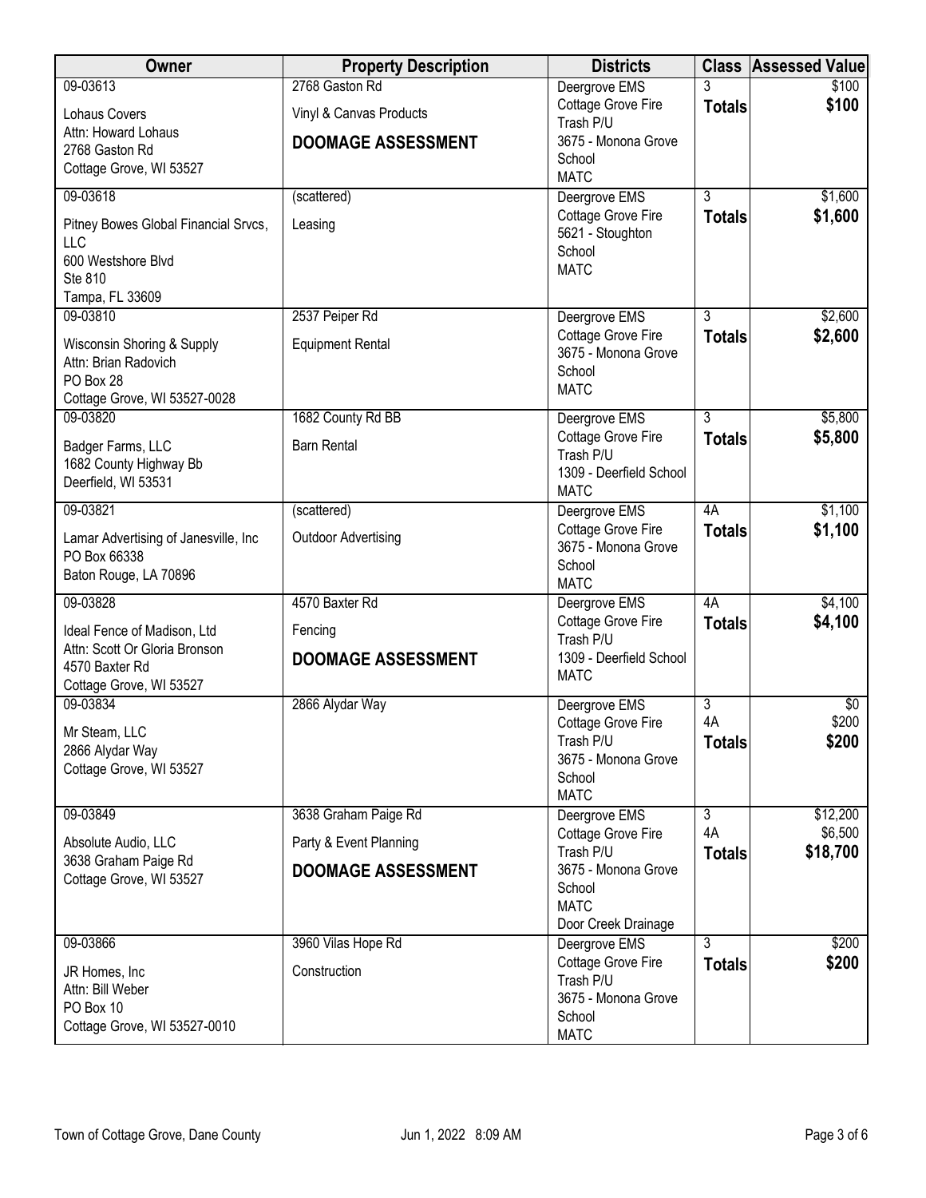| Owner | Property Description | Districts | Class | Assessed Value |
|---|---|---|---|---|
| 09-03613<br>Lohaus Covers<br>Attn: Howard Lohaus<br>2768 Gaston Rd<br>Cottage Grove, WI 53527 | 2768 Gaston Rd<br>Vinyl & Canvas Products<br>**DOOMAGE ASSESSMENT** | Deergrove EMS<br>Cottage Grove Fire<br>Trash P/U<br>3675 - Monona Grove School<br>MATC | 3<br>**Totals** | $100<br>**$100** |
| 09-03618<br>Pitney Bowes Global Financial Srvcs, LLC<br>600 Westshore Blvd<br>Ste 810<br>Tampa, FL 33609 | (scattered)<br>Leasing | Deergrove EMS<br>Cottage Grove Fire<br>5621 - Stoughton School<br>MATC | 3<br>**Totals** | $1,600<br>**$1,600** |
| 09-03810<br>Wisconsin Shoring & Supply<br>Attn: Brian Radovich<br>PO Box 28<br>Cottage Grove, WI 53527-0028 | 2537 Peiper Rd<br>Equipment Rental | Deergrove EMS<br>Cottage Grove Fire<br>3675 - Monona Grove School<br>MATC | 3<br>**Totals** | $2,600<br>**$2,600** |
| 09-03820<br>Badger Farms, LLC<br>1682 County Highway Bb<br>Deerfield, WI 53531 | 1682 County Rd BB<br>Barn Rental | Deergrove EMS<br>Cottage Grove Fire<br>Trash P/U<br>1309 - Deerfield School<br>MATC | 3<br>**Totals** | $5,800<br>**$5,800** |
| 09-03821<br>Lamar Advertising of Janesville, Inc<br>PO Box 66338<br>Baton Rouge, LA 70896 | (scattered)<br>Outdoor Advertising | Deergrove EMS<br>Cottage Grove Fire<br>3675 - Monona Grove School<br>MATC | 4A<br>**Totals** | $1,100<br>**$1,100** |
| 09-03828<br>Ideal Fence of Madison, Ltd<br>Attn: Scott Or Gloria Bronson<br>4570 Baxter Rd<br>Cottage Grove, WI 53527 | 4570 Baxter Rd<br>Fencing<br>**DOOMAGE ASSESSMENT** | Deergrove EMS<br>Cottage Grove Fire<br>Trash P/U<br>1309 - Deerfield School<br>MATC | 4A<br>**Totals** | $4,100<br>**$4,100** |
| 09-03834<br>Mr Steam, LLC<br>2866 Alydar Way<br>Cottage Grove, WI 53527 | 2866 Alydar Way | Deergrove EMS<br>Cottage Grove Fire<br>Trash P/U<br>3675 - Monona Grove School<br>MATC | 3<br>4A<br>**Totals** | $0<br>$200<br>**$200** |
| 09-03849<br>Absolute Audio, LLC<br>3638 Graham Paige Rd<br>Cottage Grove, WI 53527 | 3638 Graham Paige Rd<br>Party & Event Planning<br>**DOOMAGE ASSESSMENT** | Deergrove EMS<br>Cottage Grove Fire<br>Trash P/U<br>3675 - Monona Grove School<br>MATC<br>Door Creek Drainage | 3<br>4A<br>**Totals** | $12,200<br>$6,500<br>**$18,700** |
| 09-03866<br>JR Homes, Inc<br>Attn: Bill Weber<br>PO Box 10<br>Cottage Grove, WI 53527-0010 | 3960 Vilas Hope Rd<br>Construction | Deergrove EMS<br>Cottage Grove Fire<br>Trash P/U<br>3675 - Monona Grove School<br>MATC | 3<br>**Totals** | $200<br>**$200** |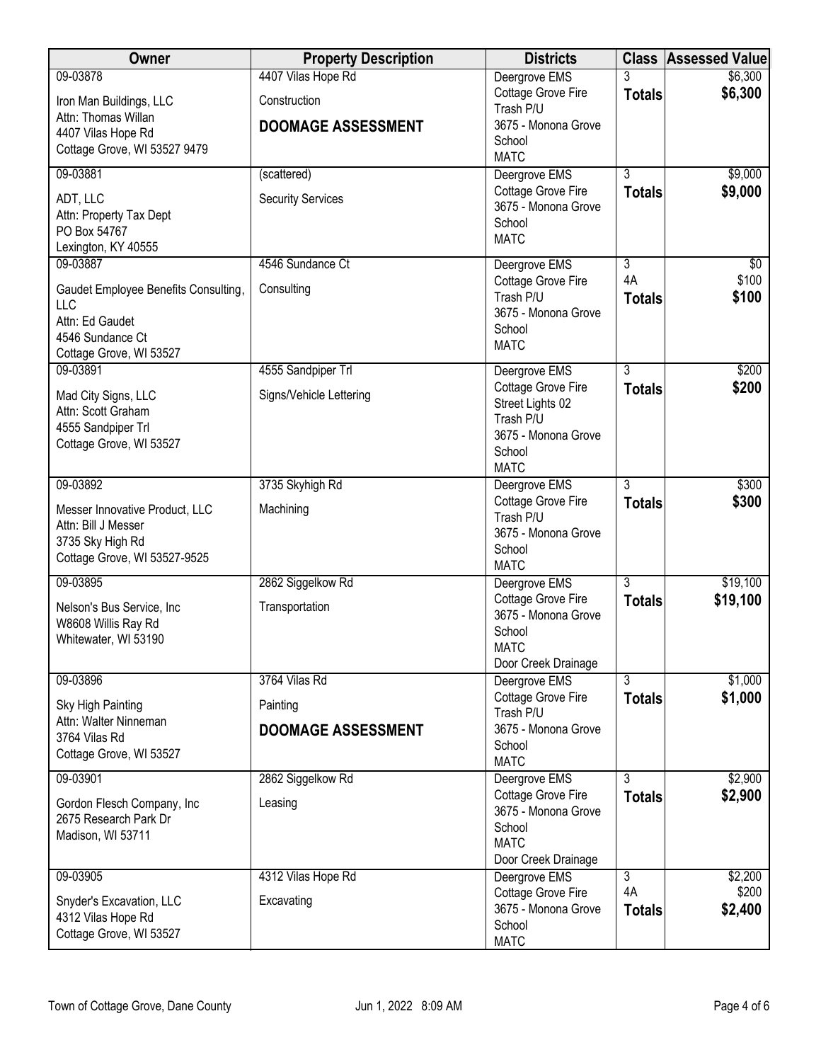| Owner | Property Description | Districts | Class | Assessed Value |
|---|---|---|---|---|
| 09-03878<br><br>Iron Man Buildings, LLC<br>Attn: Thomas Willan<br>4407 Vilas Hope Rd<br>Cottage Grove, WI 53527 9479 | 4407 Vilas Hope Rd<br><br>Construction<br><br>**DOOMAGE ASSESSMENT** | Deergrove EMS<br>Cottage Grove Fire<br>Trash P/U<br>3675 - Monona Grove School<br>MATC | 3<br>**Totals** | \$6,300<br>**\$6,300** |
| 09-03881<br><br>ADT, LLC<br>Attn: Property Tax Dept<br>PO Box 54767<br>Lexington, KY 40555 | (scattered)<br><br>Security Services | Deergrove EMS<br>Cottage Grove Fire<br>3675 - Monona Grove School<br>MATC | 3<br>**Totals** | \$9,000<br>**\$9,000** |
| 09-03887<br><br>Gaudet Employee Benefits Consulting, LLC<br>Attn: Ed Gaudet<br>4546 Sundance Ct<br>Cottage Grove, WI 53527 | 4546 Sundance Ct<br><br>Consulting | Deergrove EMS<br>Cottage Grove Fire<br>Trash P/U<br>3675 - Monona Grove School<br>MATC | 3<br>4A<br>**Totals** | \$0<br>\$100<br>**\$100** |
| 09-03891<br><br>Mad City Signs, LLC<br>Attn: Scott Graham<br>4555 Sandpiper Trl<br>Cottage Grove, WI 53527 | 4555 Sandpiper Trl<br><br>Signs/Vehicle Lettering | Deergrove EMS<br>Cottage Grove Fire<br>Street Lights 02<br>Trash P/U<br>3675 - Monona Grove School<br>MATC | 3<br>**Totals** | \$200<br>**\$200** |
| 09-03892<br><br>Messer Innovative Product, LLC<br>Attn: Bill J Messer<br>3735 Sky High Rd<br>Cottage Grove, WI 53527-9525 | 3735 Skyhigh Rd<br><br>Machining | Deergrove EMS<br>Cottage Grove Fire<br>Trash P/U<br>3675 - Monona Grove School<br>MATC | 3<br>**Totals** | \$300<br>**\$300** |
| 09-03895<br><br>Nelson's Bus Service, Inc<br>W8608 Willis Ray Rd<br>Whitewater, WI 53190 | 2862 Siggelkow Rd<br><br>Transportation | Deergrove EMS<br>Cottage Grove Fire<br>3675 - Monona Grove School<br>MATC<br>Door Creek Drainage | 3<br>**Totals** | \$19,100<br>**\$19,100** |
| 09-03896<br><br>Sky High Painting<br>Attn: Walter Ninneman<br>3764 Vilas Rd<br>Cottage Grove, WI 53527 | 3764 Vilas Rd<br><br>Painting<br><br>**DOOMAGE ASSESSMENT** | Deergrove EMS<br>Cottage Grove Fire<br>Trash P/U<br>3675 - Monona Grove School<br>MATC | 3<br>**Totals** | \$1,000<br>**\$1,000** |
| 09-03901<br><br>Gordon Flesch Company, Inc<br>2675 Research Park Dr<br>Madison, WI 53711 | 2862 Siggelkow Rd<br><br>Leasing | Deergrove EMS<br>Cottage Grove Fire<br>3675 - Monona Grove School<br>MATC<br>Door Creek Drainage | 3<br>**Totals** | \$2,900<br>**\$2,900** |
| 09-03905<br><br>Snyder's Excavation, LLC<br>4312 Vilas Hope Rd<br>Cottage Grove, WI 53527 | 4312 Vilas Hope Rd<br><br>Excavating | Deergrove EMS<br>Cottage Grove Fire<br>3675 - Monona Grove School<br>MATC | 3<br>4A<br>**Totals** | \$2,200<br>\$200<br>**\$2,400** |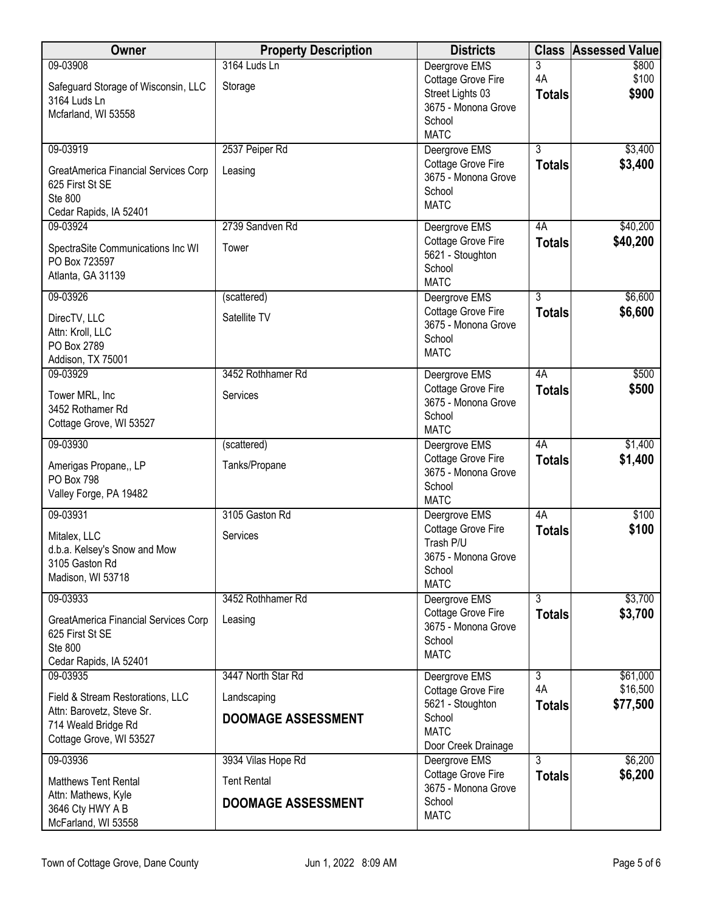| Owner | Property Description | Districts | Class | Assessed Value |
|---|---|---|---|---|
| 09-03908<br>Safeguard Storage of Wisconsin, LLC<br>3164 Luds Ln<br>Mcfarland, WI 53558 | 3164 Luds Ln<br>Storage | Deergrove EMS<br>Cottage Grove Fire<br>Street Lights 03<br>3675 - Monona Grove School<br>MATC | 3<br>4A<br>**Totals** | \$800<br>\$100<br>**\$900** |
| 09-03919<br>GreatAmerica Financial Services Corp<br>625 First St SE<br>Ste 800<br>Cedar Rapids, IA 52401 | 2537 Peiper Rd<br>Leasing | Deergrove EMS<br>Cottage Grove Fire<br>3675 - Monona Grove School<br>MATC | 3<br>**Totals** | \$3,400<br>**\$3,400** |
| 09-03924<br>SpectraSite Communications Inc WI<br>PO Box 723597<br>Atlanta, GA 31139 | 2739 Sandven Rd<br>Tower | Deergrove EMS<br>Cottage Grove Fire<br>5621 - Stoughton School<br>MATC | 4A<br>**Totals** | \$40,200<br>**\$40,200** |
| 09-03926<br>DirecTV, LLC<br>Attn: Kroll, LLC<br>PO Box 2789<br>Addison, TX 75001 | (scattered)<br>Satellite TV | Deergrove EMS<br>Cottage Grove Fire<br>3675 - Monona Grove School<br>MATC | 3<br>**Totals** | \$6,600<br>**\$6,600** |
| 09-03929<br>Tower MRL, Inc<br>3452 Rothamer Rd<br>Cottage Grove, WI 53527 | 3452 Rothhamer Rd<br>Services | Deergrove EMS<br>Cottage Grove Fire<br>3675 - Monona Grove School<br>MATC | 4A<br>**Totals** | \$500<br>**\$500** |
| 09-03930<br>Amerigas Propane,, LP<br>PO Box 798<br>Valley Forge, PA 19482 | (scattered)<br>Tanks/Propane | Deergrove EMS<br>Cottage Grove Fire<br>3675 - Monona Grove School<br>MATC | 4A<br>**Totals** | \$1,400<br>**\$1,400** |
| 09-03931<br>Mitalex, LLC<br>d.b.a. Kelsey's Snow and Mow<br>3105 Gaston Rd<br>Madison, WI 53718 | 3105 Gaston Rd<br>Services | Deergrove EMS<br>Cottage Grove Fire<br>Trash P/U<br>3675 - Monona Grove School<br>MATC | 4A<br>**Totals** | \$100<br>**\$100** |
| 09-03933<br>GreatAmerica Financial Services Corp<br>625 First St SE<br>Ste 800<br>Cedar Rapids, IA 52401 | 3452 Rothhamer Rd<br>Leasing | Deergrove EMS<br>Cottage Grove Fire<br>3675 - Monona Grove School<br>MATC | 3<br>**Totals** | \$3,700<br>**\$3,700** |
| 09-03935<br>Field & Stream Restorations, LLC<br>Attn: Barovetz, Steve Sr.<br>714 Weald Bridge Rd<br>Cottage Grove, WI 53527 | 3447 North Star Rd<br>Landscaping<br>**DOOMAGE ASSESSMENT** | Deergrove EMS<br>Cottage Grove Fire<br>5621 - Stoughton School<br>MATC<br>Door Creek Drainage | 3<br>4A<br>**Totals** | \$61,000<br>\$16,500<br>**\$77,500** |
| 09-03936<br>Matthews Tent Rental<br>Attn: Mathews, Kyle<br>3646 Cty HWY A B<br>McFarland, WI 53558 | 3934 Vilas Hope Rd<br>Tent Rental<br>**DOOMAGE ASSESSMENT** | Deergrove EMS<br>Cottage Grove Fire<br>3675 - Monona Grove School<br>MATC | 3<br>**Totals** | \$6,200<br>**\$6,200** |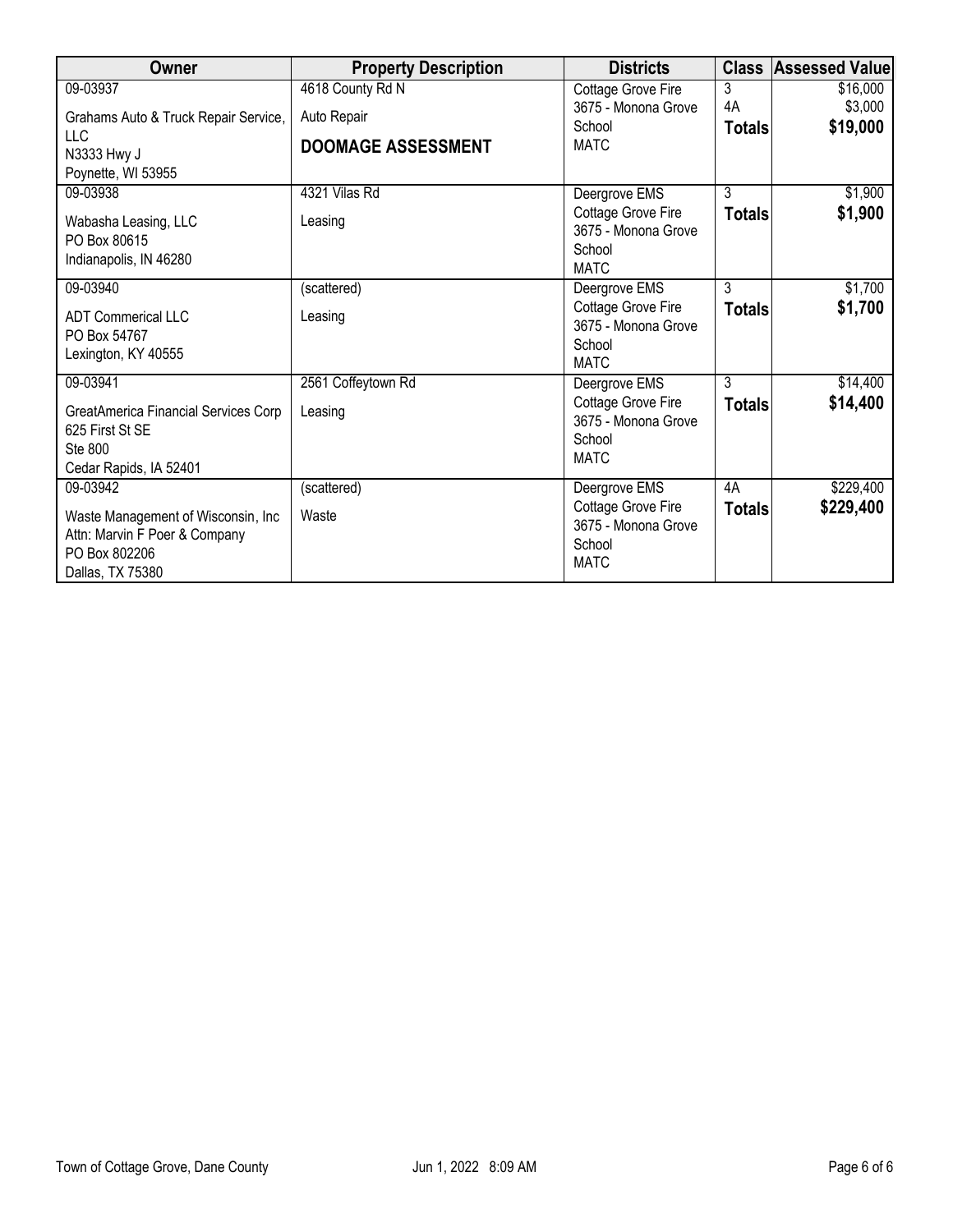| Owner | Property Description | Districts | Class | Assessed Value |
|---|---|---|---|---|
| 09-03937<br>Grahams Auto & Truck Repair Service, LLC<br>N3333 Hwy J<br>Poynette, WI 53955 | 4618 County Rd N<br>Auto Repair<br>**DOOMAGE ASSESSMENT** | Cottage Grove Fire<br>3675 - Monona Grove School<br>MATC | 3<br>4A<br>**Totals** | \$16,000<br>\$3,000<br>**\$19,000** |
| 09-03938<br>Wabasha Leasing, LLC<br>PO Box 80615<br>Indianapolis, IN 46280 | 4321 Vilas Rd<br>Leasing | Deergrove EMS<br>Cottage Grove Fire<br>3675 - Monona Grove School<br>MATC | 3<br>**Totals** | \$1,900<br>**\$1,900** |
| 09-03940<br>ADT Commerical LLC<br>PO Box 54767<br>Lexington, KY 40555 | (scattered)<br>Leasing | Deergrove EMS<br>Cottage Grove Fire<br>3675 - Monona Grove School<br>MATC | 3<br>**Totals** | \$1,700<br>**\$1,700** |
| 09-03941<br>GreatAmerica Financial Services Corp<br>625 First St SE<br>Ste 800<br>Cedar Rapids, IA 52401 | 2561 Coffeytown Rd<br>Leasing | Deergrove EMS<br>Cottage Grove Fire<br>3675 - Monona Grove School<br>MATC | 3<br>**Totals** | \$14,400<br>**\$14,400** |
| 09-03942<br>Waste Management of Wisconsin, Inc<br>Attn: Marvin F Poer & Company<br>PO Box 802206<br>Dallas, TX 75380 | (scattered)<br>Waste | Deergrove EMS<br>Cottage Grove Fire<br>3675 - Monona Grove School<br>MATC | 4A<br>**Totals** | \$229,400<br>**\$229,400** |